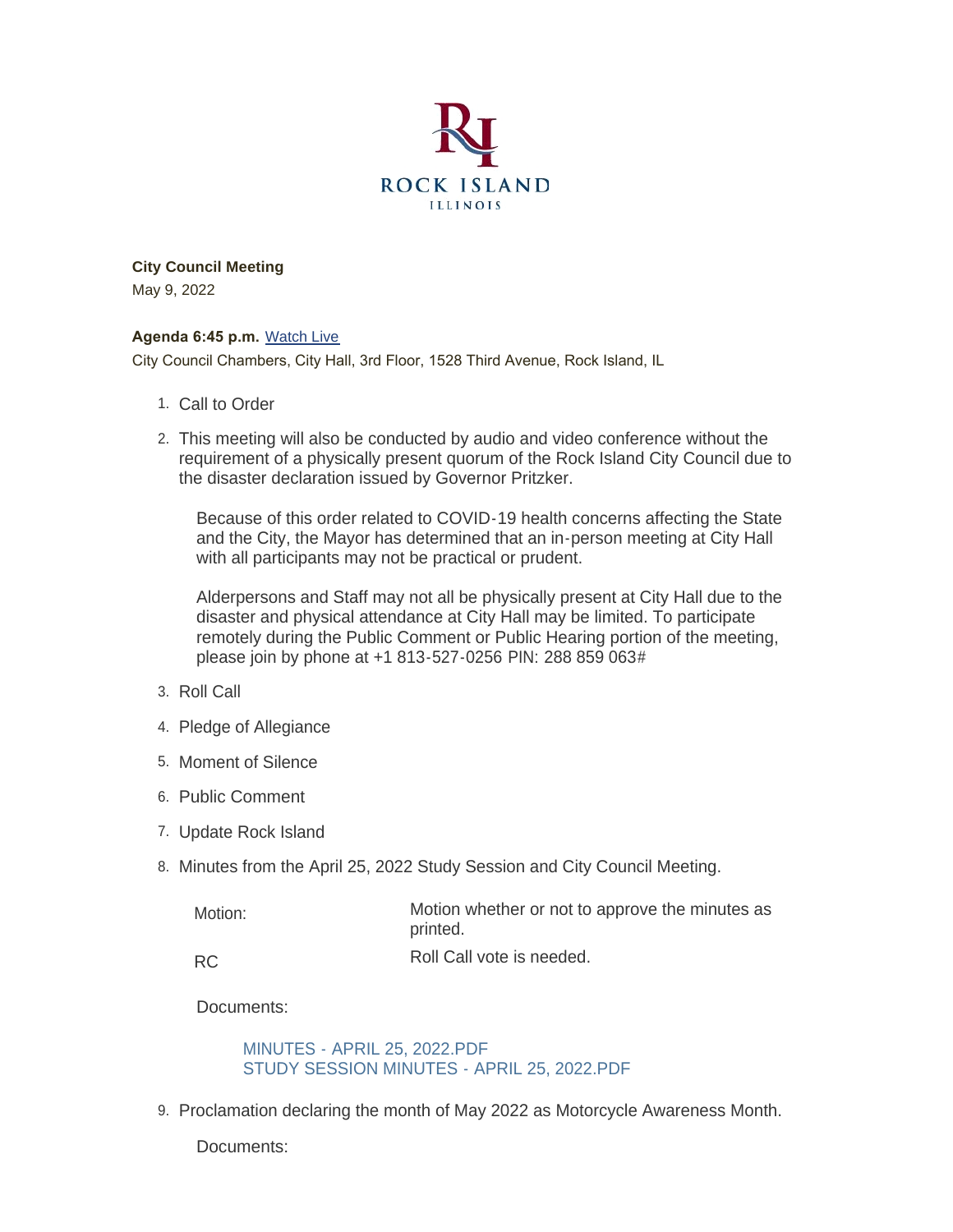ROCK ISLAND
ILLINOIS

**City Council Meeting**

May 9, 2022

**Agenda 6:45 p.m.** Watch Live

City Council Chambers, City Hall, 3rd Floor, 1528 Third Avenue, Rock Island, IL

1. Call to Order
2. This meeting will also be conducted by audio and video conference without the requirement of a physically present quorum of the Rock Island City Council due to the disaster declaration issued by Governor Pritzker.

   Because of this order related to COVID-19 health concerns affecting the State and the City, the Mayor has determined that an in-person meeting at City Hall with all participants may not be practical or prudent.

   Alderpersons and Staff may not all be physically present at City Hall due to the disaster and physical attendance at City Hall may be limited. To participate remotely during the Public Comment or Public Hearing portion of the meeting, please join by phone at +1 813-527-0256 PIN: 288 859 063#

3. Roll Call
4. Pledge of Allegiance
5. Moment of Silence
6. Public Comment
7. Update Rock Island
8. Minutes from the April 25, 2022 Study Session and City Council Meeting.

   | | |
   |---|---|
   | Motion: | Motion whether or not to approve the minutes as printed. |
   | RC | Roll Call vote is needed. |

   Documents:

   MINUTES - APRIL 25, 2022.PDF
   STUDY SESSION MINUTES - APRIL 25, 2022.PDF

9. Proclamation declaring the month of May 2022 as Motorcycle Awareness Month.

   Documents: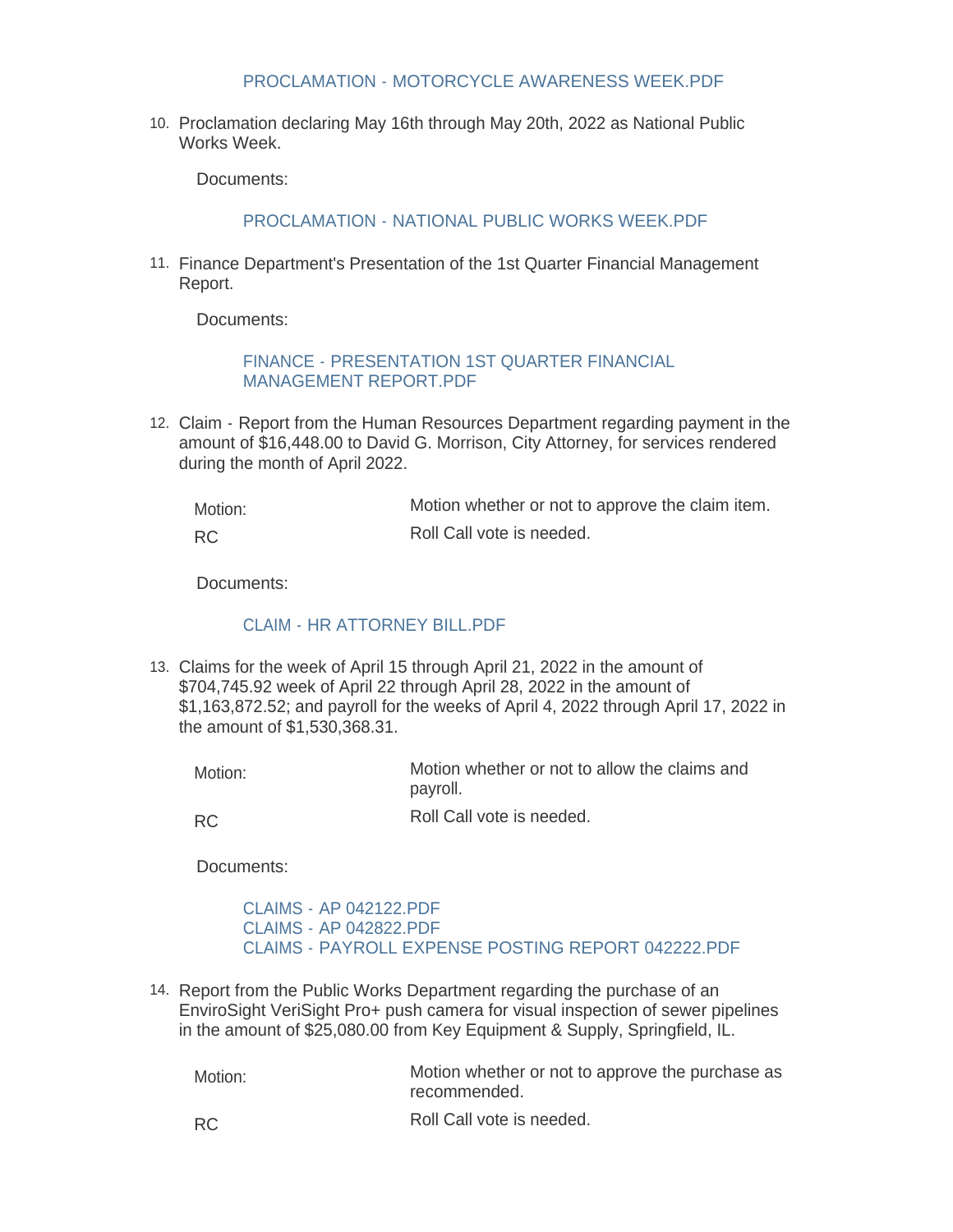PROCLAMATION - MOTORCYCLE AWARENESS WEEK.PDF

10. Proclamation declaring May 16th through May 20th, 2022 as National Public Works Week.

    Documents:

    PROCLAMATION - NATIONAL PUBLIC WORKS WEEK.PDF

11. Finance Department's Presentation of the 1st Quarter Financial Management Report.

    Documents:

    FINANCE - PRESENTATION 1ST QUARTER FINANCIAL MANAGEMENT REPORT.PDF

12. Claim - Report from the Human Resources Department regarding payment in the amount of $16,448.00 to David G. Morrison, City Attorney, for services rendered during the month of April 2022.

    | | |
    |---|---|
    | Motion: | Motion whether or not to approve the claim item. |
    | RC | Roll Call vote is needed. |

    Documents:

    CLAIM - HR ATTORNEY BILL.PDF

13. Claims for the week of April 15 through April 21, 2022 in the amount of $704,745.92 week of April 22 through April 28, 2022 in the amount of $1,163,872.52; and payroll for the weeks of April 4, 2022 through April 17, 2022 in the amount of $1,530,368.31.

    | | |
    |---|---|
    | Motion: | Motion whether or not to allow the claims and payroll. |
    | RC | Roll Call vote is needed. |

    Documents:

    CLAIMS - AP 042122.PDF
    CLAIMS - AP 042822.PDF
    CLAIMS - PAYROLL EXPENSE POSTING REPORT 042222.PDF

14. Report from the Public Works Department regarding the purchase of an EnviroSight VeriSight Pro+ push camera for visual inspection of sewer pipelines in the amount of $25,080.00 from Key Equipment & Supply, Springfield, IL.

    | | |
    |---|---|
    | Motion: | Motion whether or not to approve the purchase as recommended. |
    | RC | Roll Call vote is needed. |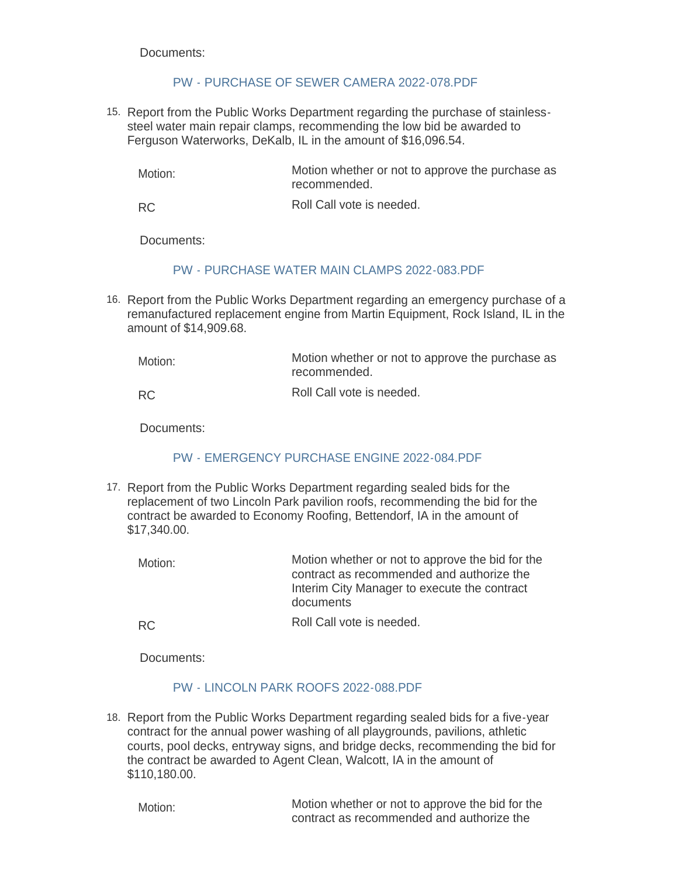Documents:

PW - PURCHASE OF SEWER CAMERA 2022-078.PDF

15. Report from the Public Works Department regarding the purchase of stainless-steel water main repair clamps, recommending the low bid be awarded to Ferguson Waterworks, DeKalb, IL in the amount of $16,096.54.

| | |
|---|---|
| Motion: | Motion whether or not to approve the purchase as recommended. |
| RC | Roll Call vote is needed. |

Documents:

PW - PURCHASE WATER MAIN CLAMPS 2022-083.PDF

16. Report from the Public Works Department regarding an emergency purchase of a remanufactured replacement engine from Martin Equipment, Rock Island, IL in the amount of $14,909.68.

| | |
|---|---|
| Motion: | Motion whether or not to approve the purchase as recommended. |
| RC | Roll Call vote is needed. |

Documents:

PW - EMERGENCY PURCHASE ENGINE 2022-084.PDF

17. Report from the Public Works Department regarding sealed bids for the replacement of two Lincoln Park pavilion roofs, recommending the bid for the contract be awarded to Economy Roofing, Bettendorf, IA in the amount of $17,340.00.

| | |
|---|---|
| Motion: | Motion whether or not to approve the bid for the contract as recommended and authorize the Interim City Manager to execute the contract documents |
| RC | Roll Call vote is needed. |

Documents:

PW - LINCOLN PARK ROOFS 2022-088.PDF

18. Report from the Public Works Department regarding sealed bids for a five-year contract for the annual power washing of all playgrounds, pavilions, athletic courts, pool decks, entryway signs, and bridge decks, recommending the bid for the contract be awarded to Agent Clean, Walcott, IA in the amount of $110,180.00.

| | |
|---|---|
| Motion: | Motion whether or not to approve the bid for the contract as recommended and authorize the |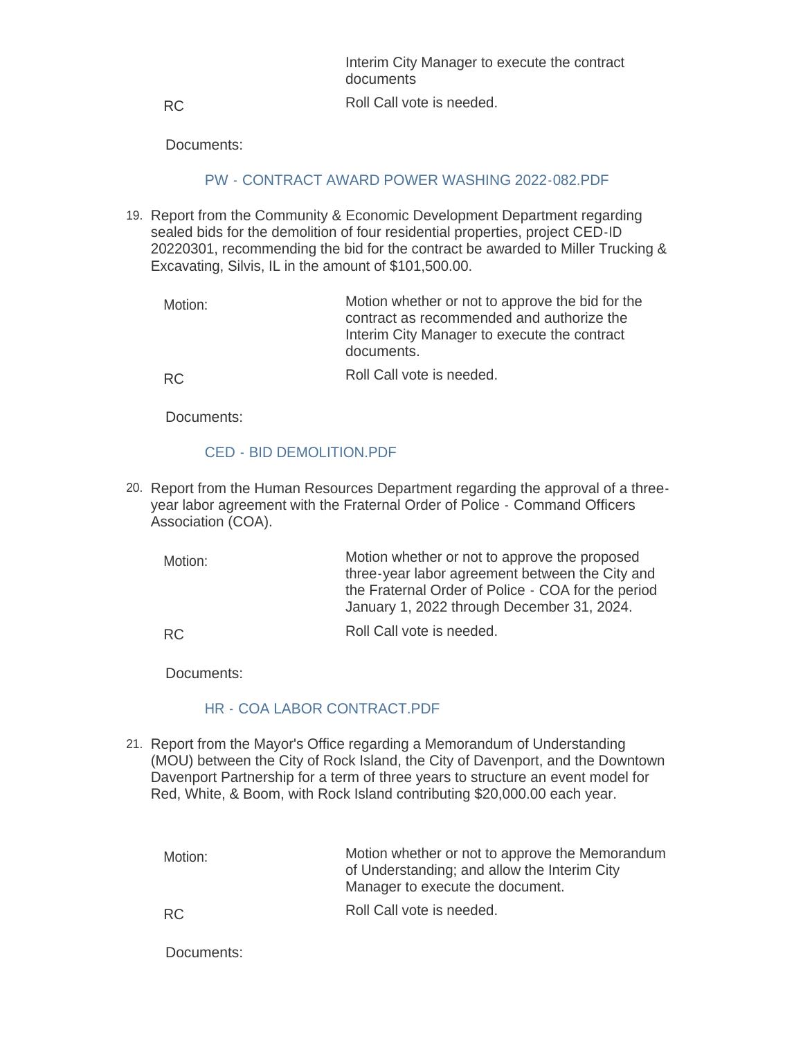Interim City Manager to execute the contract documents

RC — Roll Call vote is needed.

Documents:

PW - CONTRACT AWARD POWER WASHING 2022-082.PDF

19. Report from the Community & Economic Development Department regarding sealed bids for the demolition of four residential properties, project CED-ID 20220301, recommending the bid for the contract be awarded to Miller Trucking & Excavating, Silvis, IL in the amount of $101,500.00.

    Motion: Motion whether or not to approve the bid for the contract as recommended and authorize the Interim City Manager to execute the contract documents.

    RC — Roll Call vote is needed.

    Documents:

    CED - BID DEMOLITION.PDF

20. Report from the Human Resources Department regarding the approval of a three-year labor agreement with the Fraternal Order of Police - Command Officers Association (COA).

    Motion: Motion whether or not to approve the proposed three-year labor agreement between the City and the Fraternal Order of Police - COA for the period January 1, 2022 through December 31, 2024.

    RC — Roll Call vote is needed.

    Documents:

    HR - COA LABOR CONTRACT.PDF

21. Report from the Mayor's Office regarding a Memorandum of Understanding (MOU) between the City of Rock Island, the City of Davenport, and the Downtown Davenport Partnership for a term of three years to structure an event model for Red, White, & Boom, with Rock Island contributing $20,000.00 each year.

    Motion: Motion whether or not to approve the Memorandum of Understanding; and allow the Interim City Manager to execute the document.

    RC — Roll Call vote is needed.

    Documents: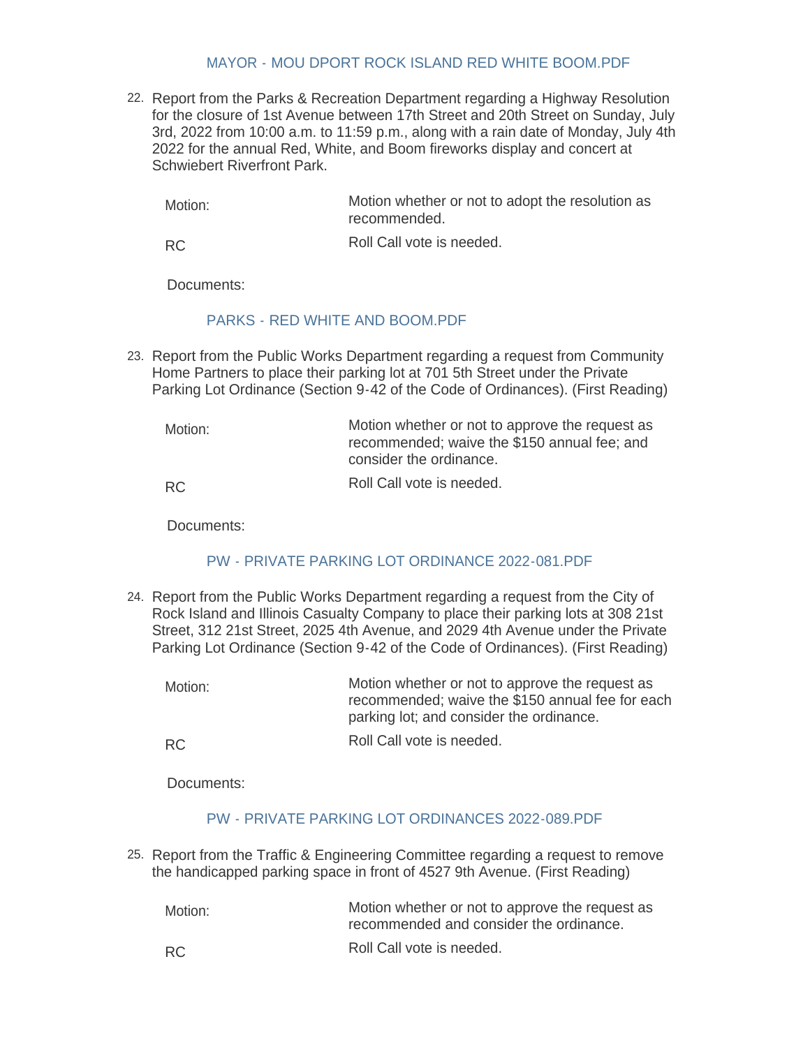MAYOR - MOU DPORT ROCK ISLAND RED WHITE BOOM.PDF

22. Report from the Parks & Recreation Department regarding a Highway Resolution for the closure of 1st Avenue between 17th Street and 20th Street on Sunday, July 3rd, 2022 from 10:00 a.m. to 11:59 p.m., along with a rain date of Monday, July 4th 2022 for the annual Red, White, and Boom fireworks display and concert at Schwiebert Riverfront Park.

| | |
|---|---|
| Motion: | Motion whether or not to adopt the resolution as recommended. |
| RC | Roll Call vote is needed. |

Documents:

PARKS - RED WHITE AND BOOM.PDF

23. Report from the Public Works Department regarding a request from Community Home Partners to place their parking lot at 701 5th Street under the Private Parking Lot Ordinance (Section 9-42 of the Code of Ordinances). (First Reading)

| | |
|---|---|
| Motion: | Motion whether or not to approve the request as recommended; waive the $150 annual fee; and consider the ordinance. |
| RC | Roll Call vote is needed. |

Documents:

PW - PRIVATE PARKING LOT ORDINANCE 2022-081.PDF

24. Report from the Public Works Department regarding a request from the City of Rock Island and Illinois Casualty Company to place their parking lots at 308 21st Street, 312 21st Street, 2025 4th Avenue, and 2029 4th Avenue under the Private Parking Lot Ordinance (Section 9-42 of the Code of Ordinances). (First Reading)

| | |
|---|---|
| Motion: | Motion whether or not to approve the request as recommended; waive the $150 annual fee for each parking lot; and consider the ordinance. |
| RC | Roll Call vote is needed. |

Documents:

PW - PRIVATE PARKING LOT ORDINANCES 2022-089.PDF

25. Report from the Traffic & Engineering Committee regarding a request to remove the handicapped parking space in front of 4527 9th Avenue. (First Reading)

| | |
|---|---|
| Motion: | Motion whether or not to approve the request as recommended and consider the ordinance. |
| RC | Roll Call vote is needed. |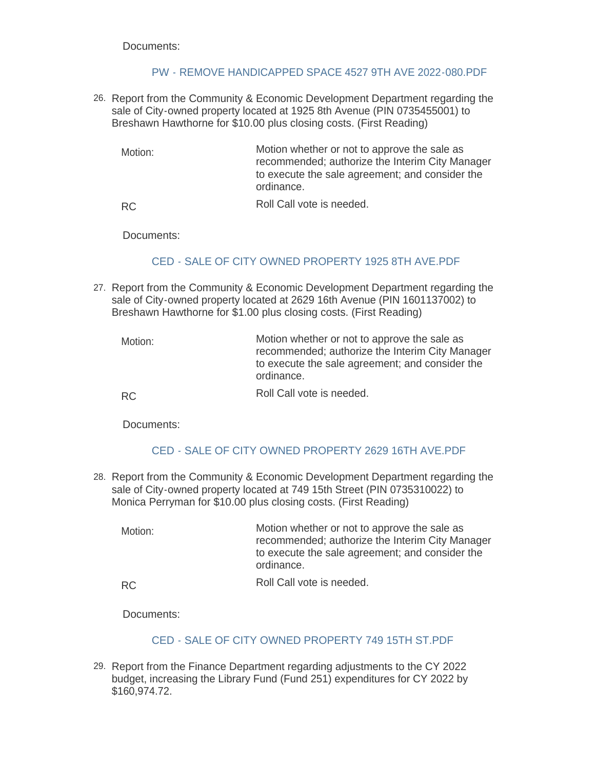Documents:

PW - REMOVE HANDICAPPED SPACE 4527 9TH AVE 2022-080.PDF

26. Report from the Community & Economic Development Department regarding the sale of City-owned property located at 1925 8th Avenue (PIN 0735455001) to Breshawn Hawthorne for $10.00 plus closing costs. (First Reading)

| | |
|---|---|
| Motion: | Motion whether or not to approve the sale as recommended; authorize the Interim City Manager to execute the sale agreement; and consider the ordinance. |
| RC | Roll Call vote is needed. |

Documents:

CED - SALE OF CITY OWNED PROPERTY 1925 8TH AVE.PDF

27. Report from the Community & Economic Development Department regarding the sale of City-owned property located at 2629 16th Avenue (PIN 1601137002) to Breshawn Hawthorne for $1.00 plus closing costs. (First Reading)

| | |
|---|---|
| Motion: | Motion whether or not to approve the sale as recommended; authorize the Interim City Manager to execute the sale agreement; and consider the ordinance. |
| RC | Roll Call vote is needed. |

Documents:

CED - SALE OF CITY OWNED PROPERTY 2629 16TH AVE.PDF

28. Report from the Community & Economic Development Department regarding the sale of City-owned property located at 749 15th Street (PIN 0735310022) to Monica Perryman for $10.00 plus closing costs. (First Reading)

| | |
|---|---|
| Motion: | Motion whether or not to approve the sale as recommended; authorize the Interim City Manager to execute the sale agreement; and consider the ordinance. |
| RC | Roll Call vote is needed. |

Documents:

CED - SALE OF CITY OWNED PROPERTY 749 15TH ST.PDF

29. Report from the Finance Department regarding adjustments to the CY 2022 budget, increasing the Library Fund (Fund 251) expenditures for CY 2022 by $160,974.72.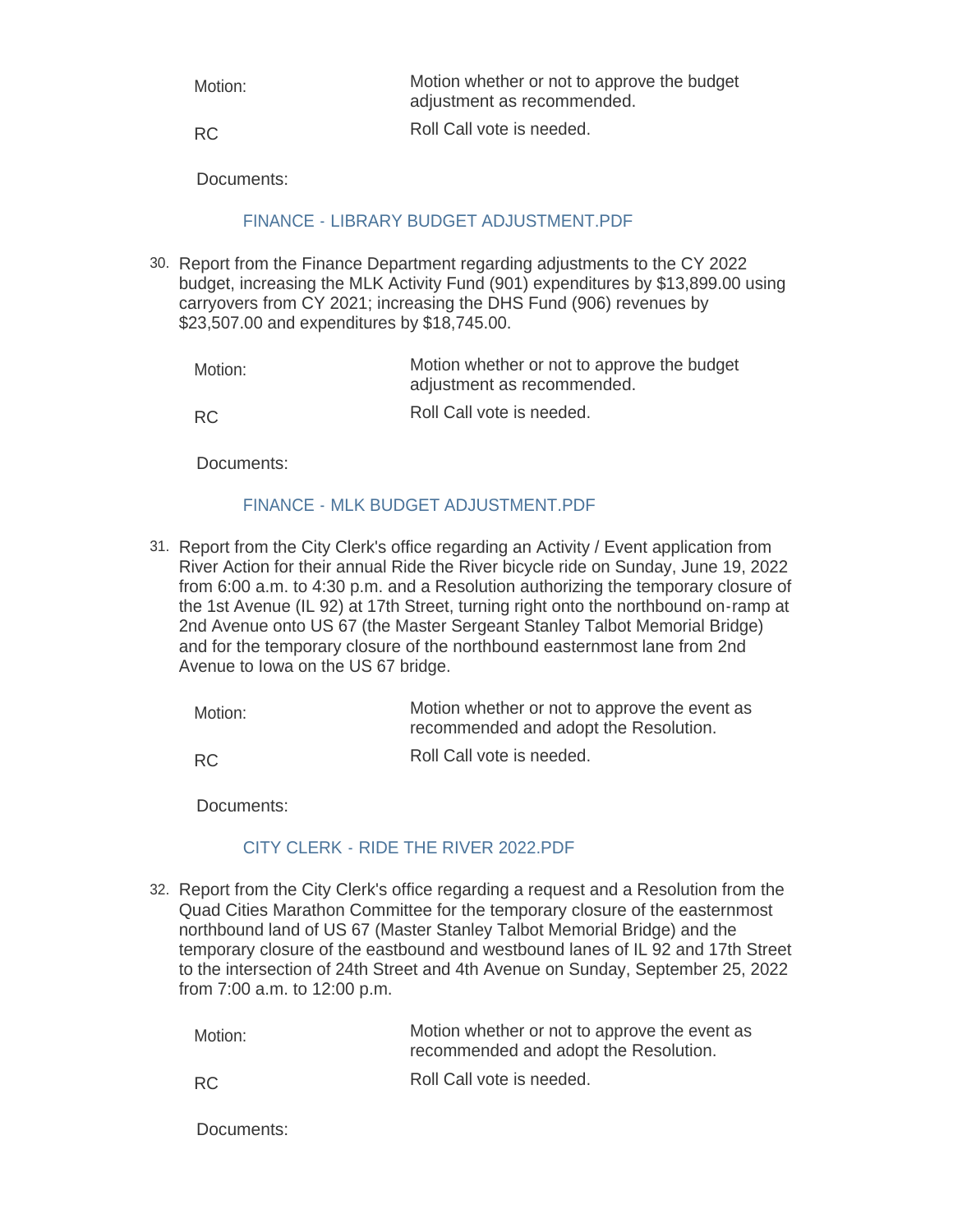Motion: Motion whether or not to approve the budget adjustment as recommended.

RC Roll Call vote is needed.

Documents:

FINANCE - LIBRARY BUDGET ADJUSTMENT.PDF

30. Report from the Finance Department regarding adjustments to the CY 2022 budget, increasing the MLK Activity Fund (901) expenditures by $13,899.00 using carryovers from CY 2021; increasing the DHS Fund (906) revenues by $23,507.00 and expenditures by $18,745.00.

Motion: Motion whether or not to approve the budget adjustment as recommended.

RC Roll Call vote is needed.

Documents:

FINANCE - MLK BUDGET ADJUSTMENT.PDF

31. Report from the City Clerk's office regarding an Activity / Event application from River Action for their annual Ride the River bicycle ride on Sunday, June 19, 2022 from 6:00 a.m. to 4:30 p.m. and a Resolution authorizing the temporary closure of the 1st Avenue (IL 92) at 17th Street, turning right onto the northbound on-ramp at 2nd Avenue onto US 67 (the Master Sergeant Stanley Talbot Memorial Bridge) and for the temporary closure of the northbound easternmost lane from 2nd Avenue to Iowa on the US 67 bridge.

Motion: Motion whether or not to approve the event as recommended and adopt the Resolution.

RC Roll Call vote is needed.

Documents:

CITY CLERK - RIDE THE RIVER 2022.PDF

32. Report from the City Clerk's office regarding a request and a Resolution from the Quad Cities Marathon Committee for the temporary closure of the easternmost northbound land of US 67 (Master Stanley Talbot Memorial Bridge) and the temporary closure of the eastbound and westbound lanes of IL 92 and 17th Street to the intersection of 24th Street and 4th Avenue on Sunday, September 25, 2022 from 7:00 a.m. to 12:00 p.m.

Motion: Motion whether or not to approve the event as recommended and adopt the Resolution.

RC Roll Call vote is needed.

Documents: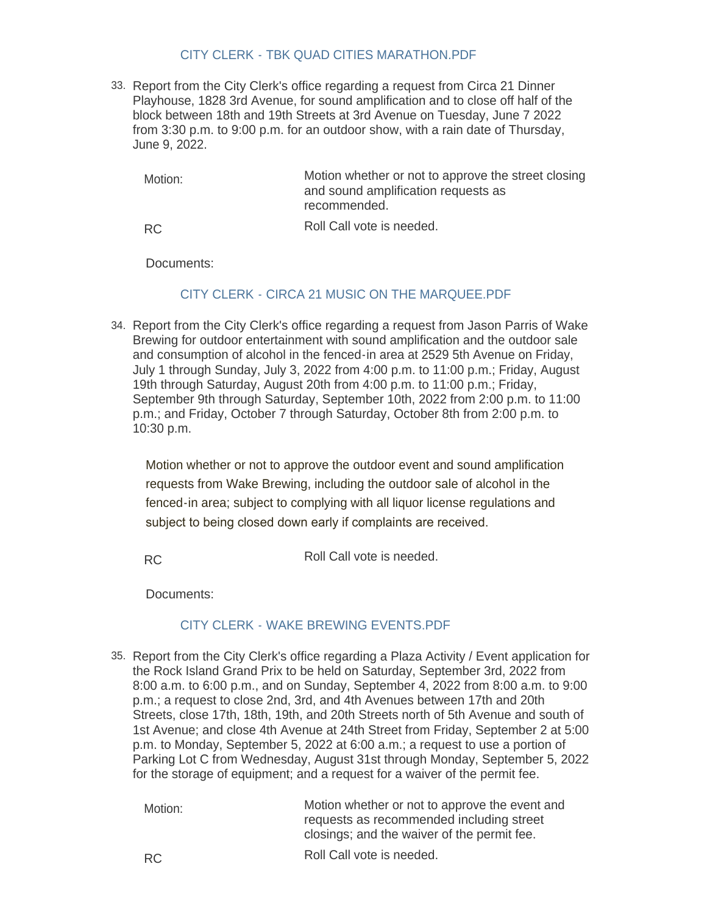CITY CLERK - TBK QUAD CITIES MARATHON.PDF

33. Report from the City Clerk's office regarding a request from Circa 21 Dinner Playhouse, 1828 3rd Avenue, for sound amplification and to close off half of the block between 18th and 19th Streets at 3rd Avenue on Tuesday, June 7 2022 from 3:30 p.m. to 9:00 p.m. for an outdoor show, with a rain date of Thursday, June 9, 2022.

| | |
|---|---|
| Motion: | Motion whether or not to approve the street closing and sound amplification requests as recommended. |
| RC | Roll Call vote is needed. |

Documents:

CITY CLERK - CIRCA 21 MUSIC ON THE MARQUEE.PDF

34. Report from the City Clerk's office regarding a request from Jason Parris of Wake Brewing for outdoor entertainment with sound amplification and the outdoor sale and consumption of alcohol in the fenced-in area at 2529 5th Avenue on Friday, July 1 through Sunday, July 3, 2022 from 4:00 p.m. to 11:00 p.m.; Friday, August 19th through Saturday, August 20th from 4:00 p.m. to 11:00 p.m.; Friday, September 9th through Saturday, September 10th, 2022 from 2:00 p.m. to 11:00 p.m.; and Friday, October 7 through Saturday, October 8th from 2:00 p.m. to 10:30 p.m.

Motion whether or not to approve the outdoor event and sound amplification requests from Wake Brewing, including the outdoor sale of alcohol in the fenced-in area; subject to complying with all liquor license regulations and subject to being closed down early if complaints are received.

| | |
|---|---|
| RC | Roll Call vote is needed. |

Documents:

CITY CLERK - WAKE BREWING EVENTS.PDF

35. Report from the City Clerk's office regarding a Plaza Activity / Event application for the Rock Island Grand Prix to be held on Saturday, September 3rd, 2022 from 8:00 a.m. to 6:00 p.m., and on Sunday, September 4, 2022 from 8:00 a.m. to 9:00 p.m.; a request to close 2nd, 3rd, and 4th Avenues between 17th and 20th Streets, close 17th, 18th, 19th, and 20th Streets north of 5th Avenue and south of 1st Avenue; and close 4th Avenue at 24th Street from Friday, September 2 at 5:00 p.m. to Monday, September 5, 2022 at 6:00 a.m.; a request to use a portion of Parking Lot C from Wednesday, August 31st through Monday, September 5, 2022 for the storage of equipment; and a request for a waiver of the permit fee.

| | |
|---|---|
| Motion: | Motion whether or not to approve the event and requests as recommended including street closings; and the waiver of the permit fee. |
| RC | Roll Call vote is needed. |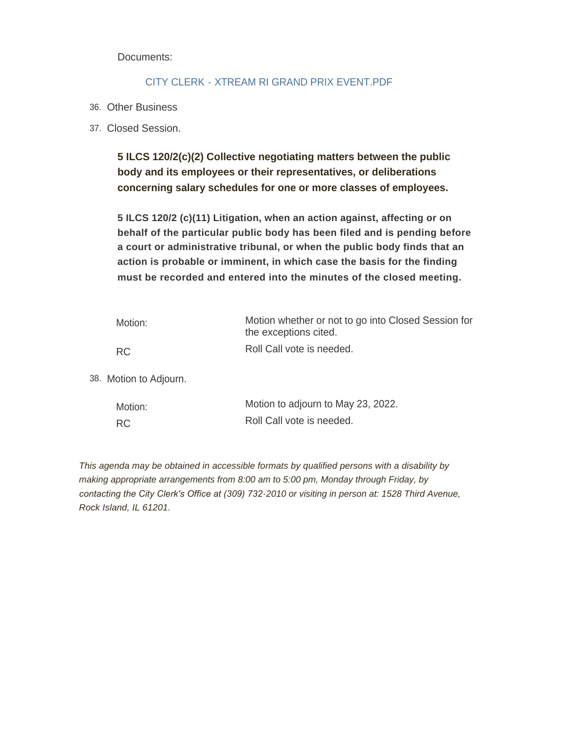Documents:

CITY CLERK - XTREAM RI GRAND PRIX EVENT.PDF

36. Other Business

37. Closed Session.

**5 ILCS 120/2(c)(2) Collective negotiating matters between the public body and its employees or their representatives, or deliberations concerning salary schedules for one or more classes of employees.**

**5 ILCS 120/2 (c)(11) Litigation, when an action against, affecting or on behalf of the particular public body has been filed and is pending before a court or administrative tribunal, or when the public body finds that an action is probable or imminent, in which case the basis for the finding must be recorded and entered into the minutes of the closed meeting.**

| | |
|---|---|
| Motion: | Motion whether or not to go into Closed Session for the exceptions cited. |
| RC | Roll Call vote is needed. |

38. Motion to Adjourn.

| | |
|---|---|
| Motion: | Motion to adjourn to May 23, 2022. |
| RC | Roll Call vote is needed. |

*This agenda may be obtained in accessible formats by qualified persons with a disability by making appropriate arrangements from 8:00 am to 5:00 pm, Monday through Friday, by contacting the City Clerk's Office at (309) 732-2010 or visiting in person at: 1528 Third Avenue, Rock Island, IL 61201.*